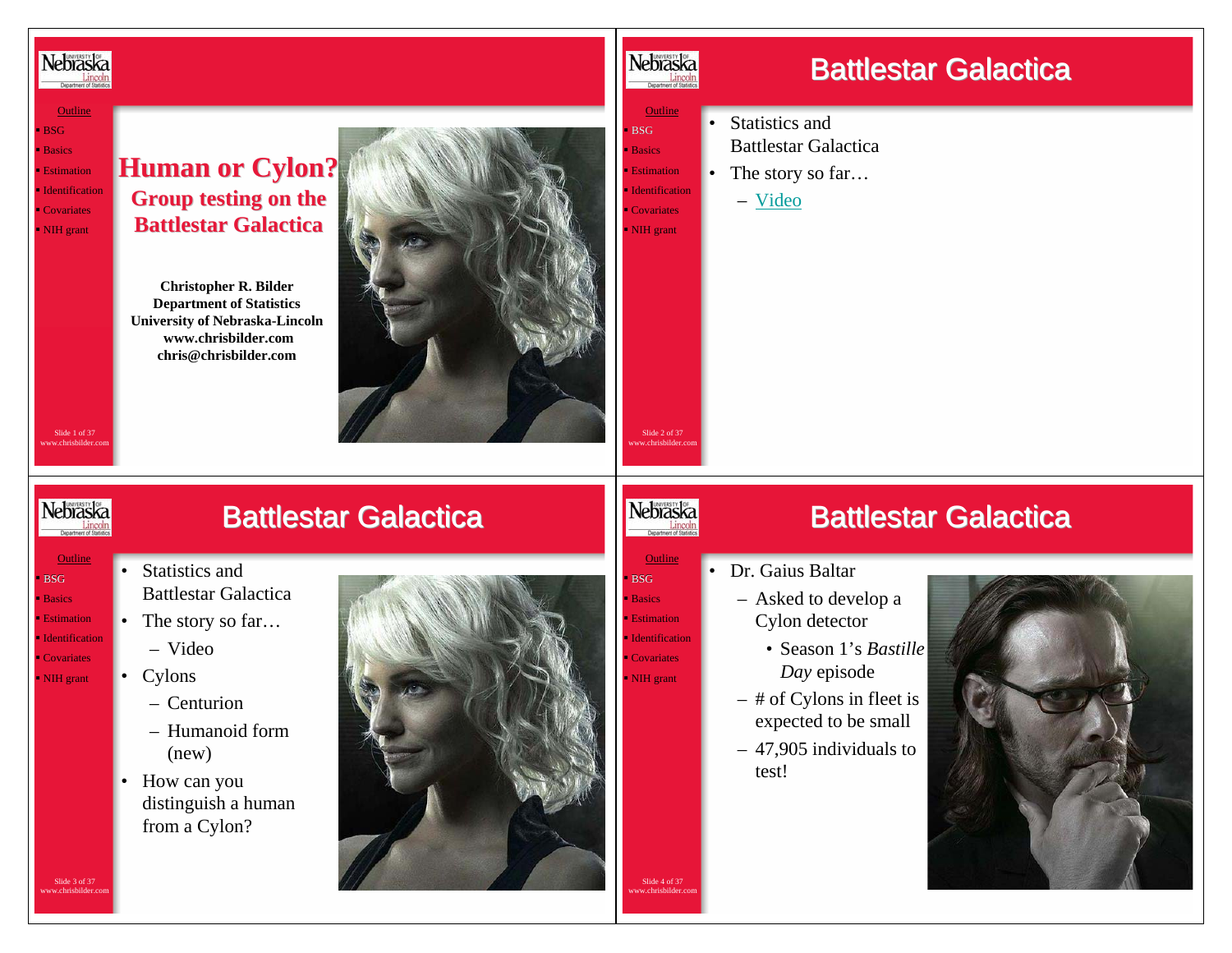# Human or Cylon?

## Group testing on the Battlestar Galactica

**Christopher R. Bilder**
**Department of Statistics**
**University of Nebraska-Lincoln**
**www.chrisbilder.com**
**chris@chrisbilder.com**

---

## Battlestar Galactica

- Statistics and Battlestar Galactica
- The story so far…
  - Video

---

## Battlestar Galactica

- Statistics and Battlestar Galactica
- The story so far…
  - Video
- Cylons
  - Centurion
  - Humanoid form (new)
- How can you distinguish a human from a Cylon?

---

## Battlestar Galactica

- Dr. Gaius Baltar
  - Asked to develop a Cylon detector
    - Season 1's *Bastille Day* episode
  - # of Cylons in fleet is expected to be small
  - 47,905 individuals to test!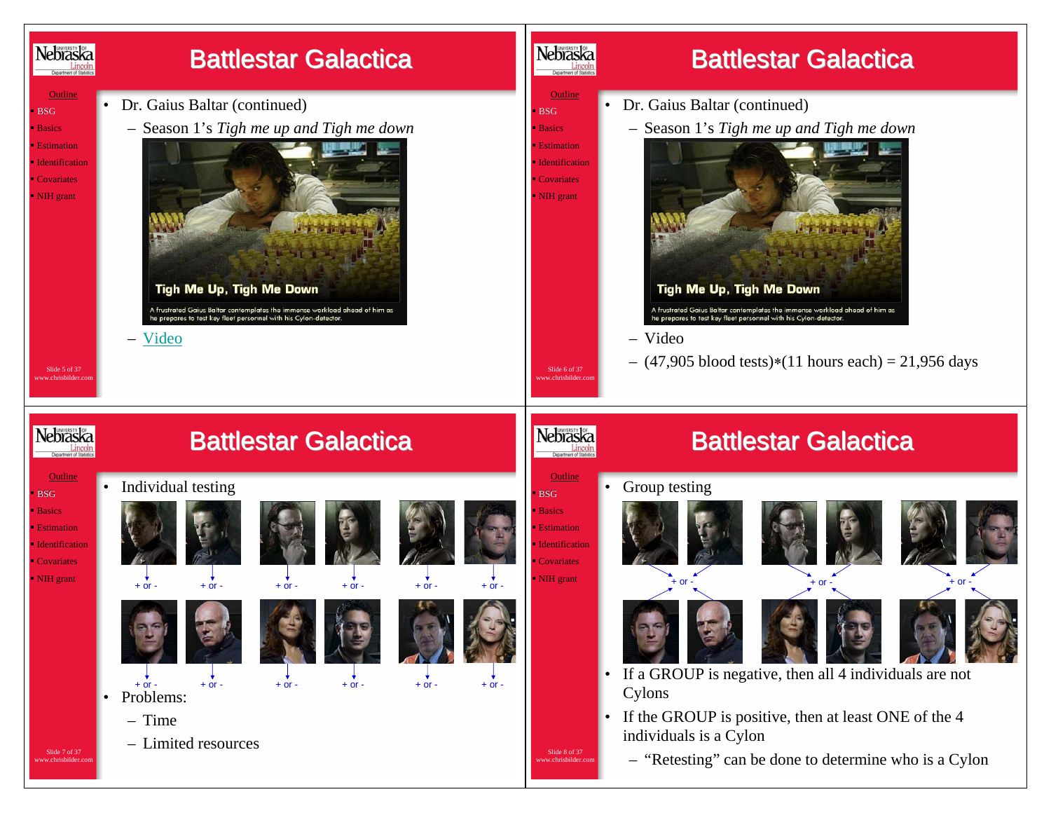## Battlestar Galactica

- Dr. Gaius Baltar (continued)
  - Season 1's *Tigh me up and Tigh me down*

    Tigh Me Up, Tigh Me Down

    A frustrated Gaius Baltar contemplates the immense workload ahead of him as he prepares to test key fleet personnel with his Cylon-detector.
  - Video

## Battlestar Galactica

- Dr. Gaius Baltar (continued)
  - Season 1's *Tigh me up and Tigh me down*

    Tigh Me Up, Tigh Me Down

    A frustrated Gaius Baltar contemplates the immense workload ahead of him as he prepares to test key fleet personnel with his Cylon-detector.
  - Video
  - (47,905 blood tests)$*$(11 hours each) = 21,956 days

## Battlestar Galactica

- Individual testing

  + or - &nbsp; + or - &nbsp; + or - &nbsp; + or - &nbsp; + or - &nbsp; + or -

  + or - &nbsp; + or - &nbsp; + or - &nbsp; + or - &nbsp; + or - &nbsp; + or -
- Problems:
  - Time
  - Limited resources

## Battlestar Galactica

- Group testing

  + or - &nbsp; + or - &nbsp; + or -
- If a GROUP is negative, then all 4 individuals are not Cylons
- If the GROUP is positive, then at least ONE of the 4 individuals is a Cylon
  - "Retesting" can be done to determine who is a Cylon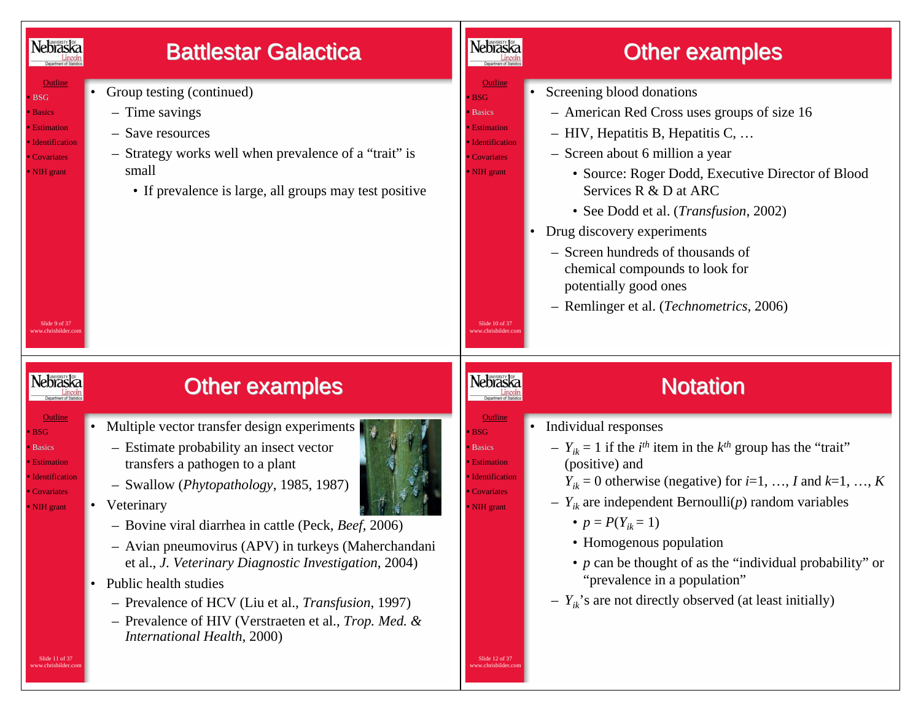## Battlestar Galactica

- Group testing (continued)
  - Time savings
  - Save resources
  - Strategy works well when prevalence of a "trait" is small
    - If prevalence is large, all groups may test positive

## Other examples

- Screening blood donations
  - American Red Cross uses groups of size 16
  - HIV, Hepatitis B, Hepatitis C, …
  - Screen about 6 million a year
    - Source: Roger Dodd, Executive Director of Blood Services R & D at ARC
    - See Dodd et al. (*Transfusion*, 2002)
- Drug discovery experiments
  - Screen hundreds of thousands of chemical compounds to look for potentially good ones
  - Remlinger et al. (*Technometrics*, 2006)

## Other examples

- Multiple vector transfer design experiments
  - Estimate probability an insect vector transfers a pathogen to a plant
  - Swallow (*Phytopathology*, 1985, 1987)
- Veterinary
  - Bovine viral diarrhea in cattle (Peck, *Beef*, 2006)
  - Avian pneumovirus (APV) in turkeys (Maherchandani et al., *J. Veterinary Diagnostic Investigation*, 2004)
- Public health studies
  - Prevalence of HCV (Liu et al., *Transfusion*, 1997)
  - Prevalence of HIV (Verstraeten et al., *Trop. Med. & International Health*, 2000)

## Notation

- Individual responses
  - $Y_{ik} = 1$ if the $i^{th}$ item in the $k^{th}$ group has the "trait" (positive) and $Y_{ik} = 0$ otherwise (negative) for $i=1, \ldots, I$ and $k=1, \ldots, K$
  - $Y_{ik}$ are independent Bernoulli($p$) random variables
    - $p = P(Y_{ik} = 1)$
    - Homogenous population
    - $p$ can be thought of as the "individual probability" or "prevalence in a population"
  - $Y_{ik}$'s are not directly observed (at least initially)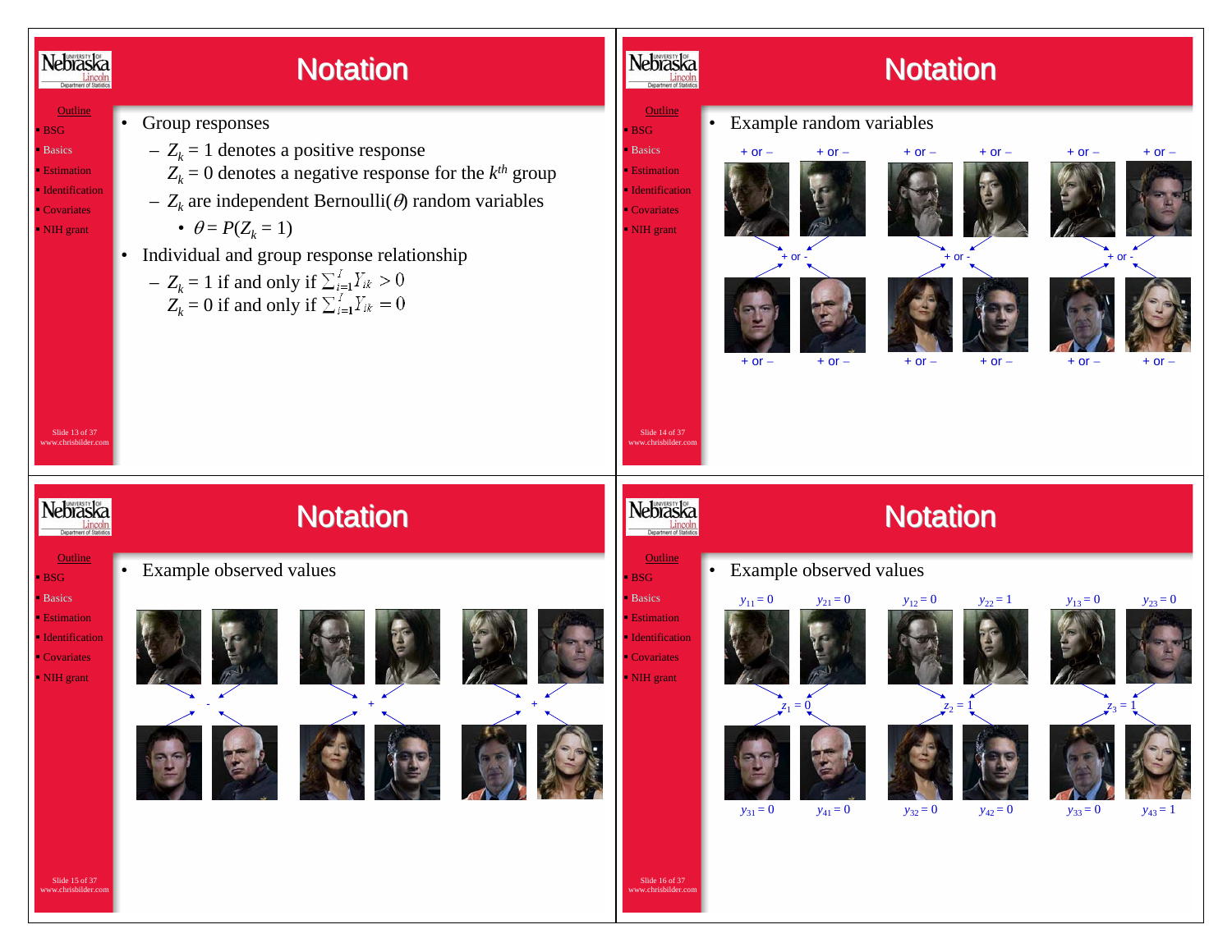# Notation

- Group responses
  - $Z_k = 1$ denotes a positive response
    $Z_k = 0$ denotes a negative response for the $k^{th}$ group
  - $Z_k$ are independent Bernoulli($\theta$) random variables
    - $\theta = P(Z_k = 1)$
- Individual and group response relationship
  - $Z_k = 1$ if and only if $\sum_{i=1}^{I} Y_{ik} > 0$
    $Z_k = 0$ if and only if $\sum_{i=1}^{I} Y_{ik} = 0$

# Notation

- Example random variables

+ or – &nbsp; + or – &nbsp; + or – &nbsp; + or – &nbsp; + or – &nbsp; + or –

+ or - &nbsp; + or - &nbsp; + or -

+ or – &nbsp; + or – &nbsp; + or – &nbsp; + or – &nbsp; + or – &nbsp; + or –

# Notation

- Example observed values

- &nbsp; + &nbsp; +

# Notation

- Example observed values

$y_{11} = 0$ &nbsp; $y_{21} = 0$ &nbsp; $y_{12} = 0$ &nbsp; $y_{22} = 1$ &nbsp; $y_{13} = 0$ &nbsp; $y_{23} = 0$

$z_1 = 0$ &nbsp; $z_2 = 1$ &nbsp; $z_3 = 1$

$y_{31} = 0$ &nbsp; $y_{41} = 0$ &nbsp; $y_{32} = 0$ &nbsp; $y_{42} = 0$ &nbsp; $y_{33} = 0$ &nbsp; $y_{43} = 1$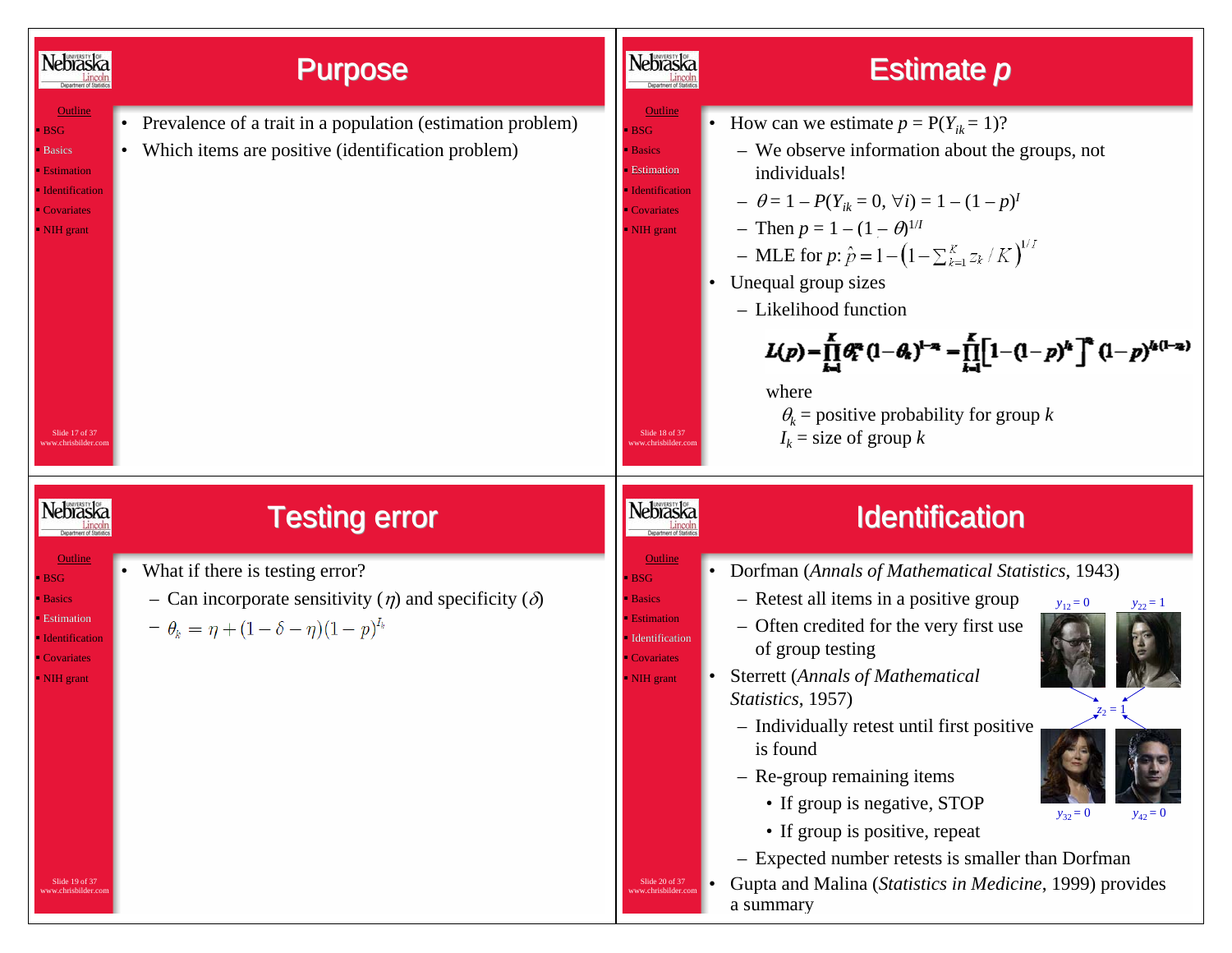# Purpose

- Prevalence of a trait in a population (estimation problem)
- Which items are positive (identification problem)

# Estimate $p$

- How can we estimate $p = P(Y_{ik} = 1)$?
  - We observe information about the groups, not individuals!
  - $\theta = 1 - P(Y_{ik} = 0, \forall i) = 1 - (1 - p)^I$
  - Then $p = 1 - (1 - \theta)^{1/I}$
  - MLE for $p$: $\hat{p} = 1 - \left(1 - \sum_{k=1}^{K} z_k / K\right)^{1/I}$
- Unequal group sizes
  - Likelihood function

$$L(p) = \prod_{k=1}^{K} \theta_k^{z_k} (1-\theta_k)^{1-z_k} = \prod_{k=1}^{K} \left[1-(1-p)^{I_k}\right]^{z_k} (1-p)^{I_k(1-z_k)}$$

where
$\theta_k$ = positive probability for group $k$
$I_k$ = size of group $k$

# Testing error

- What if there is testing error?
  - Can incorporate sensitivity ($\eta$) and specificity ($\delta$)
  - $\theta_k = \eta + (1 - \delta - \eta)(1 - p)^{I_k}$

# Identification

- Dorfman (*Annals of Mathematical Statistics*, 1943)
  - Retest all items in a positive group
  - Often credited for the very first use of group testing
- Sterrett (*Annals of Mathematical Statistics*, 1957)
  - Individually retest until first positive is found
  - Re-group remaining items
    - If group is negative, STOP
    - If group is positive, repeat
  - Expected number retests is smaller than Dorfman
- Gupta and Malina (*Statistics in Medicine*, 1999) provides a summary

$y_{12} = 0$, $y_{22} = 1$, $z_2 = 1$, $y_{32} = 0$, $y_{42} = 0$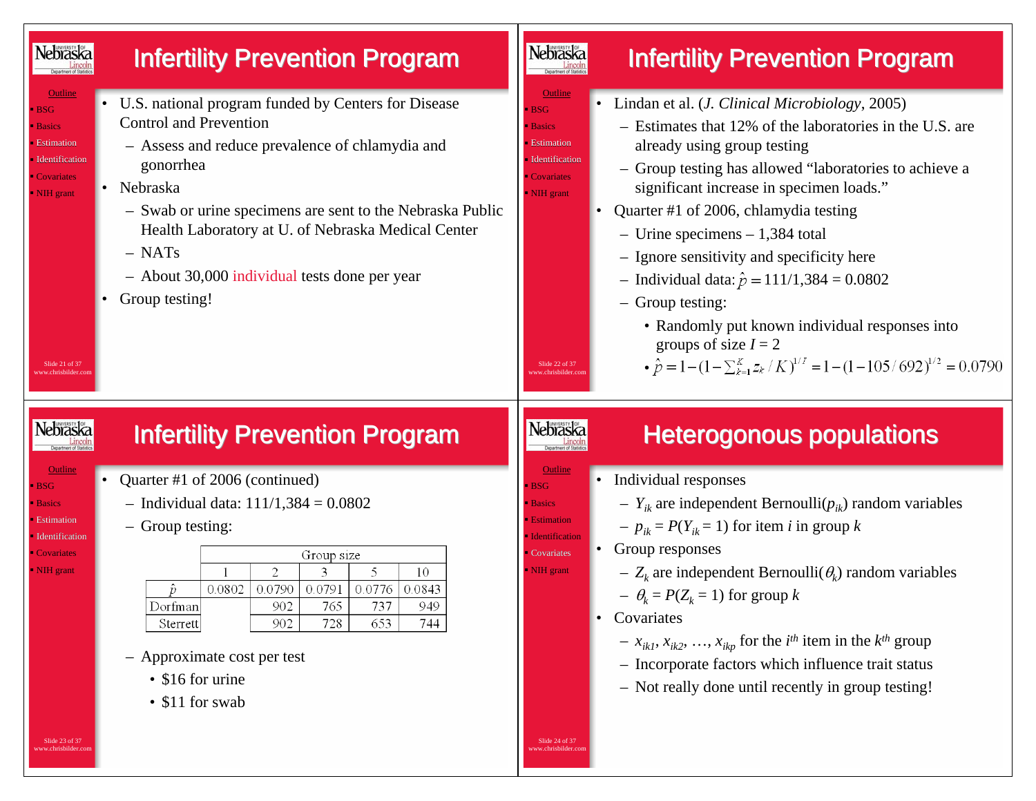## Infertility Prevention Program

- U.S. national program funded by Centers for Disease Control and Prevention
  - Assess and reduce prevalence of chlamydia and gonorrhea
- Nebraska
  - Swab or urine specimens are sent to the Nebraska Public Health Laboratory at U. of Nebraska Medical Center
  - NATs
  - About 30,000 individual tests done per year
- Group testing!

## Infertility Prevention Program

- Lindan et al. (*J. Clinical Microbiology*, 2005)
  - Estimates that 12% of the laboratories in the U.S. are already using group testing
  - Group testing has allowed "laboratories to achieve a significant increase in specimen loads."
- Quarter #1 of 2006, chlamydia testing
  - Urine specimens – 1,384 total
  - Ignore sensitivity and specificity here
  - Individual data: $\hat{p} = 111/1{,}384 = 0.0802$
  - Group testing:
    - Randomly put known individual responses into groups of size $I = 2$
    - $\hat{p} = 1-(1-\sum_{k=1}^{K} z_k / K)^{1/I} = 1-(1-105/692)^{1/2} = 0.0790$

## Infertility Prevention Program

- Quarter #1 of 2006 (continued)
  - Individual data: 111/1,384 = 0.0802
  - Group testing:

| | Group size | | | | |
|---|---|---|---|---|---|
| | 1 | 2 | 3 | 5 | 10 |
| $\hat{p}$ | 0.0802 | 0.0790 | 0.0791 | 0.0776 | 0.0843 |
| Dorfman | | 902 | 765 | 737 | 949 |
| Sterrett | | 902 | 728 | 653 | 744 |

  - Approximate cost per test
    - \$16 for urine
    - \$11 for swab

## Heterogonous populations

- Individual responses
  - $Y_{ik}$ are independent Bernoulli($p_{ik}$) random variables
  - $p_{ik} = P(Y_{ik} = 1)$ for item $i$ in group $k$
- Group responses
  - $Z_k$ are independent Bernoulli($\theta_k$) random variables
  - $\theta_k = P(Z_k = 1)$ for group $k$
- Covariates
  - $x_{ik1}, x_{ik2}, \ldots, x_{ikp}$ for the $i^{th}$ item in the $k^{th}$ group
  - Incorporate factors which influence trait status
  - Not really done until recently in group testing!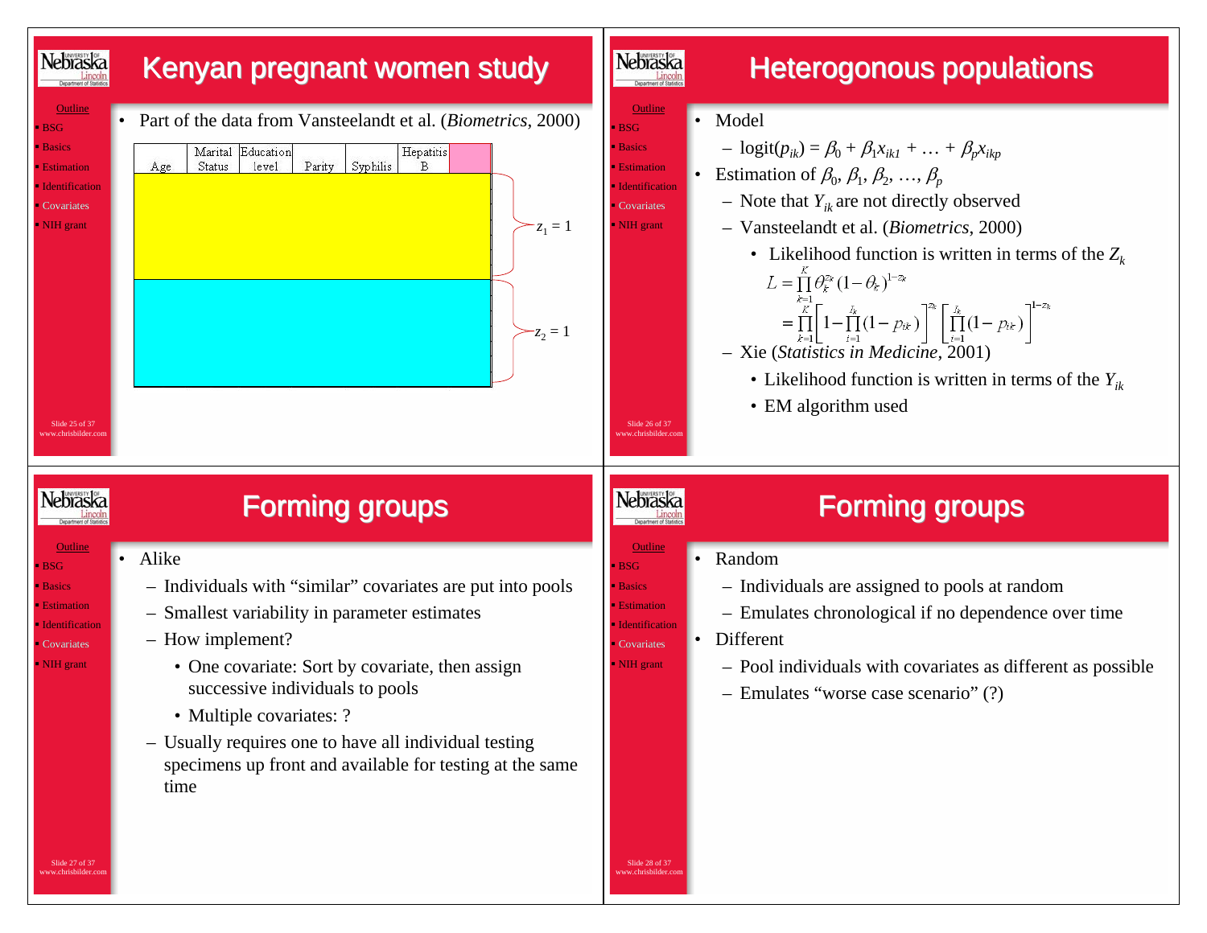# Kenyan pregnant women study

- Part of the data from Vansteelandt et al. (*Biometrics*, 2000)

| Age | Marital Status | Education level | Parity | Syphilis | Hepatitis B |
|---|---|---|---|---|---|

$z_1 = 1$

$z_2 = 1$

# Heterogonous populations

- Model
  - $\text{logit}(p_{ik}) = \beta_0 + \beta_1 x_{ik1} + \ldots + \beta_p x_{ikp}$
- Estimation of $\beta_0, \beta_1, \beta_2, \ldots, \beta_p$
  - Note that $Y_{ik}$ are not directly observed
  - Vansteelandt et al. (*Biometrics*, 2000)
    - Likelihood function is written in terms of the $Z_k$

$$L = \prod_{k=1}^{K} \theta_k^{z_k} (1-\theta_k)^{1-z_k}$$
$$= \prod_{k=1}^{K} \left[ 1 - \prod_{i=1}^{I_k} (1 - p_{ik}) \right]^{z_k} \left[ \prod_{i=1}^{I_k} (1 - p_{ik}) \right]^{1-z_k}$$

  - Xie (*Statistics in Medicine*, 2001)
    - Likelihood function is written in terms of the $Y_{ik}$
    - EM algorithm used

# Forming groups

- Alike
  - Individuals with "similar" covariates are put into pools
  - Smallest variability in parameter estimates
  - How implement?
    - One covariate: Sort by covariate, then assign successive individuals to pools
    - Multiple covariates: ?
  - Usually requires one to have all individual testing specimens up front and available for testing at the same time

# Forming groups

- Random
  - Individuals are assigned to pools at random
  - Emulates chronological if no dependence over time
- Different
  - Pool individuals with covariates as different as possible
  - Emulates "worse case scenario" (?)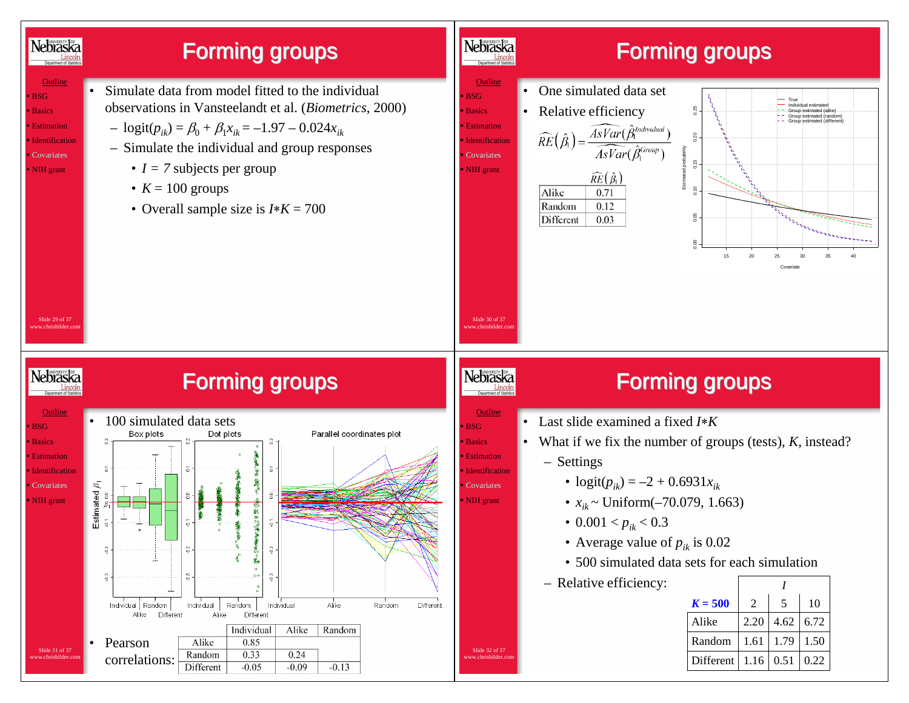# Forming groups

- Simulate data from model fitted to the individual observations in Vansteelandt et al. (*Biometrics*, 2000)
  - $\text{logit}(p_{ik}) = \beta_0 + \beta_1 x_{ik} = -1.97 - 0.024x_{ik}$
  - Simulate the individual and group responses
    - $I = 7$ subjects per group
    - $K = 100$ groups
    - Overall sample size is $I*K = 700$

# Forming groups

- One simulated data set
- Relative efficiency

$$\widehat{RE}(\hat{\beta}_1) = \frac{\widehat{AsVar}(\hat{\beta}_1^{Individual})}{\widehat{AsVar}(\hat{\beta}_1^{Group})}$$

| | $\widehat{RE}(\hat{\beta}_1)$ |
|---|---|
| Alike | 0.71 |
| Random | 0.12 |
| Different | 0.03 |

# Forming groups

- 100 simulated data sets

- Pearson correlations:

| | Individual | Alike | Random |
|---|---|---|---|
| Alike | 0.85 | | |
| Random | 0.33 | 0.24 | |
| Different | -0.05 | -0.09 | -0.13 |

# Forming groups

- Last slide examined a fixed $I*K$
- What if we fix the number of groups (tests), $K$, instead?
  - Settings
    - $\text{logit}(p_{ik}) = -2 + 0.6931x_{ik}$
    - $x_{ik} \sim \text{Uniform}(-70.079, 1.663)$
    - $0.001 < p_{ik} < 0.3$
    - Average value of $p_{ik}$ is 0.02
    - 500 simulated data sets for each simulation
  - Relative efficiency:

| | *I* | | |
|---|---|---|---|
| ***K* = 500** | 2 | 5 | 10 |
| Alike | 2.20 | 4.62 | 6.72 |
| Random | 1.61 | 1.79 | 1.50 |
| Different | 1.16 | 0.51 | 0.22 |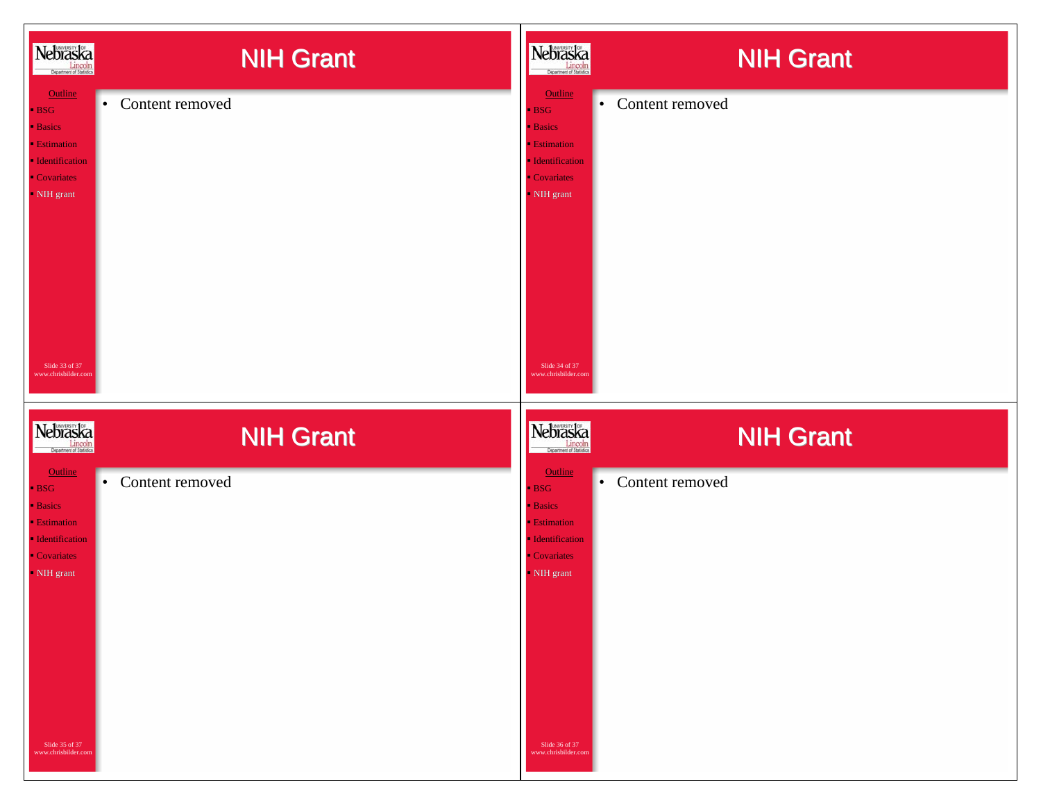## NIH Grant

- Content removed

## NIH Grant

- Content removed

## NIH Grant

- Content removed

## NIH Grant

- Content removed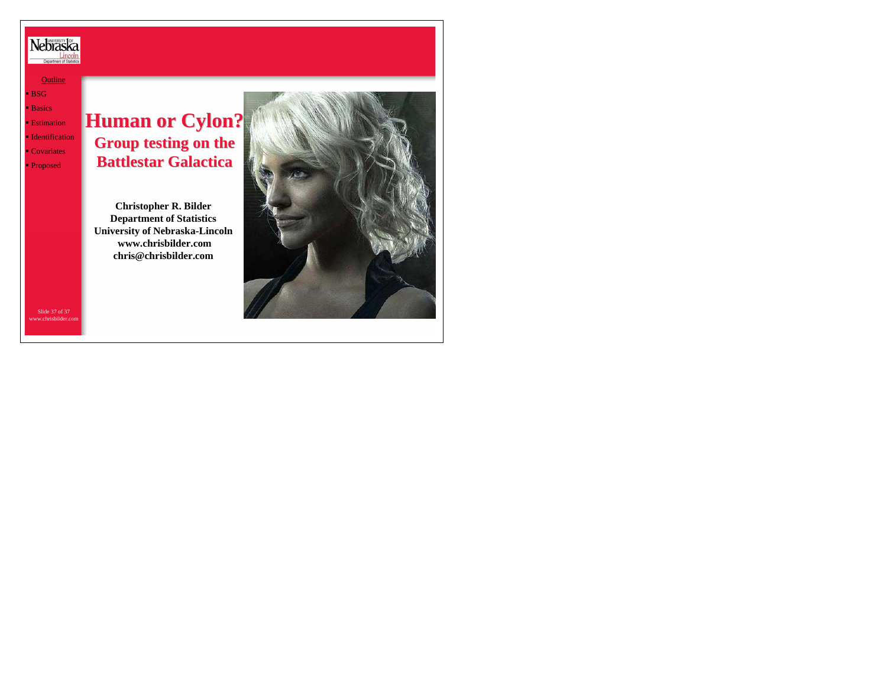Outline

- BSG
- Basics
- Estimation
- Identification
- Covariates
- Proposed

# Human or Cylon?

## Group testing on the Battlestar Galactica

**Christopher R. Bilder**
**Department of Statistics**
**University of Nebraska-Lincoln**
**www.chrisbilder.com**
**chris@chrisbilder.com**